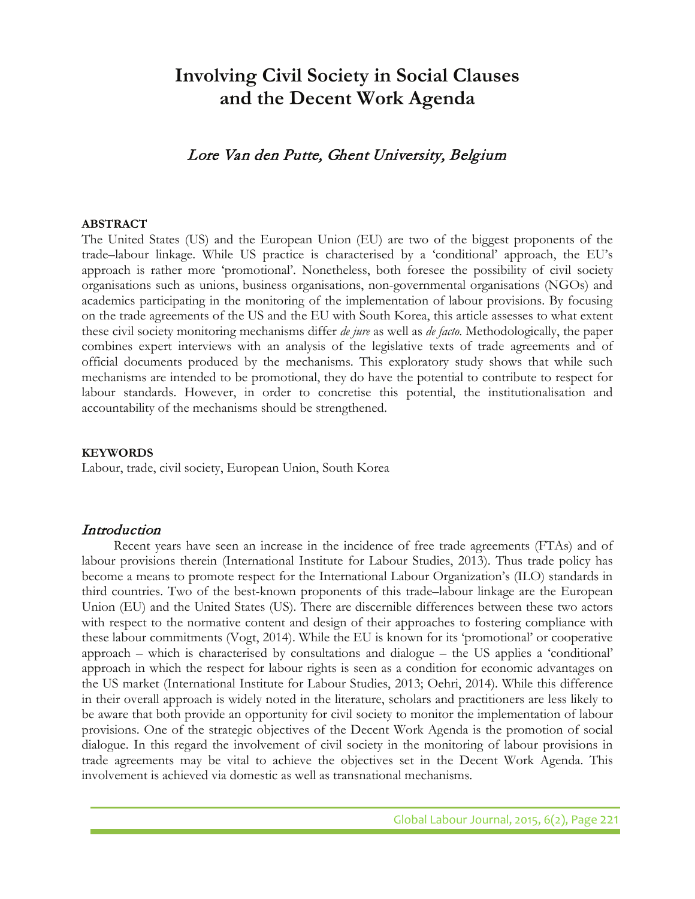# Involving Civil Society in Social Clauses and the Decent Work Agenda

*Lore Van den Putte, Ghent University, Belgium*

**ABSTRACT**

The United States (US) and the European Union (EU) are two of the biggest proponents of the trade–labour linkage. While US practice is characterised by a 'conditional' approach, the EU's approach is rather more 'promotional'. Nonetheless, both foresee the possibility of civil society organisations such as unions, business organisations, non-governmental organisations (NGOs) and academics participating in the monitoring of the implementation of labour provisions. By focusing on the trade agreements of the US and the EU with South Korea, this article assesses to what extent these civil society monitoring mechanisms differ *de jure* as well as *de facto*. Methodologically, the paper combines expert interviews with an analysis of the legislative texts of trade agreements and of official documents produced by the mechanisms. This exploratory study shows that while such mechanisms are intended to be promotional, they do have the potential to contribute to respect for labour standards. However, in order to concretise this potential, the institutionalisation and accountability of the mechanisms should be strengthened.

**KEYWORDS**

Labour, trade, civil society, European Union, South Korea

## Introduction

Recent years have seen an increase in the incidence of free trade agreements (FTAs) and of labour provisions therein (International Institute for Labour Studies, 2013). Thus trade policy has become a means to promote respect for the International Labour Organization's (ILO) standards in third countries. Two of the best-known proponents of this trade–labour linkage are the European Union (EU) and the United States (US). There are discernible differences between these two actors with respect to the normative content and design of their approaches to fostering compliance with these labour commitments (Vogt, 2014). While the EU is known for its 'promotional' or cooperative approach – which is characterised by consultations and dialogue – the US applies a 'conditional' approach in which the respect for labour rights is seen as a condition for economic advantages on the US market (International Institute for Labour Studies, 2013; Oehri, 2014). While this difference in their overall approach is widely noted in the literature, scholars and practitioners are less likely to be aware that both provide an opportunity for civil society to monitor the implementation of labour provisions. One of the strategic objectives of the Decent Work Agenda is the promotion of social dialogue. In this regard the involvement of civil society in the monitoring of labour provisions in trade agreements may be vital to achieve the objectives set in the Decent Work Agenda. This involvement is achieved via domestic as well as transnational mechanisms.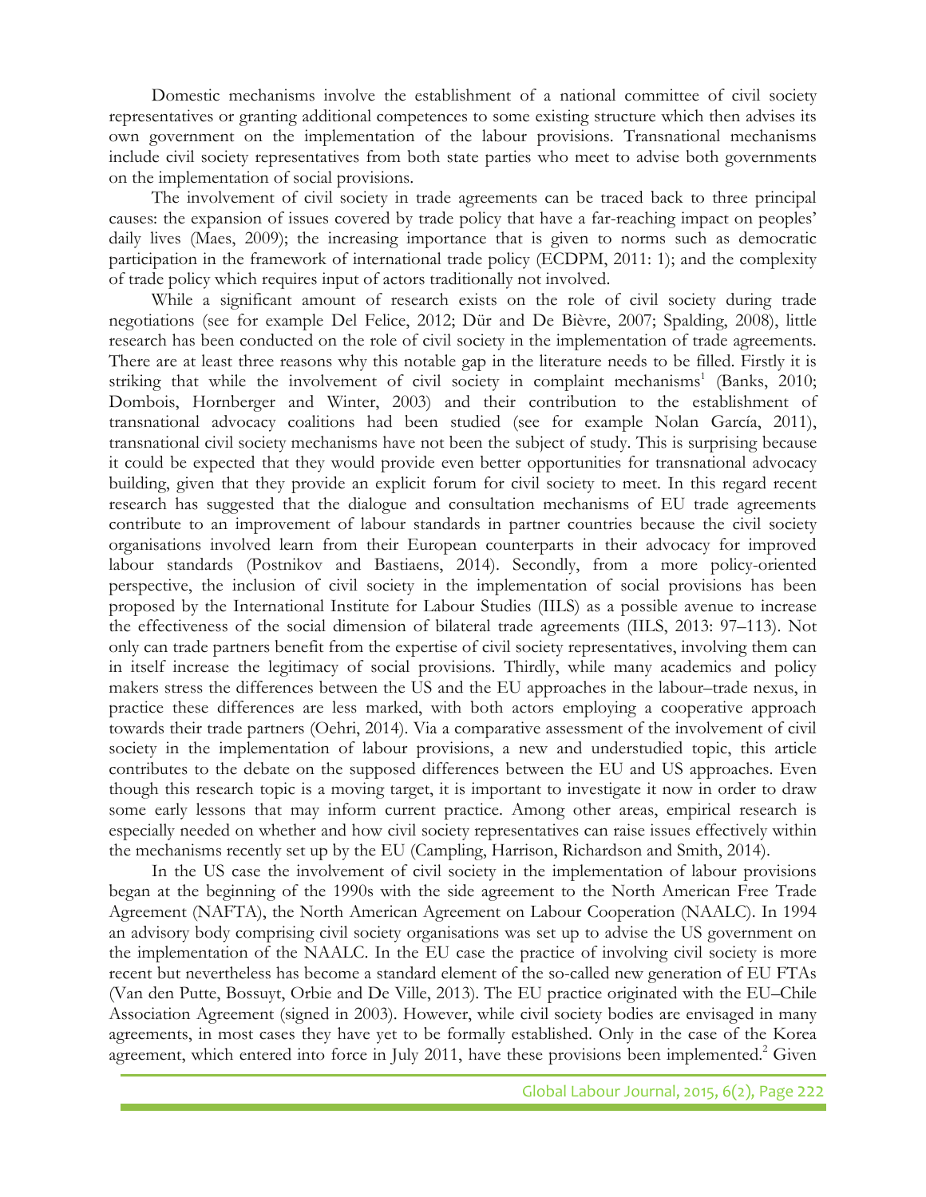Domestic mechanisms involve the establishment of a national committee of civil society representatives or granting additional competences to some existing structure which then advises its own government on the implementation of the labour provisions. Transnational mechanisms include civil society representatives from both state parties who meet to advise both governments on the implementation of social provisions.

The involvement of civil society in trade agreements can be traced back to three principal causes: the expansion of issues covered by trade policy that have a far-reaching impact on peoples' daily lives (Maes, 2009); the increasing importance that is given to norms such as democratic participation in the framework of international trade policy (ECDPM, 2011: 1); and the complexity of trade policy which requires input of actors traditionally not involved.

While a significant amount of research exists on the role of civil society during trade negotiations (see for example Del Felice, 2012; Dür and De Bièvre, 2007; Spalding, 2008), little research has been conducted on the role of civil society in the implementation of trade agreements. There are at least three reasons why this notable gap in the literature needs to be filled. Firstly it is striking that while the involvement of civil society in complaint mechanisms[1] (Banks, 2010; Dombois, Hornberger and Winter, 2003) and their contribution to the establishment of transnational advocacy coalitions had been studied (see for example Nolan García, 2011), transnational civil society mechanisms have not been the subject of study. This is surprising because it could be expected that they would provide even better opportunities for transnational advocacy building, given that they provide an explicit forum for civil society to meet. In this regard recent research has suggested that the dialogue and consultation mechanisms of EU trade agreements contribute to an improvement of labour standards in partner countries because the civil society organisations involved learn from their European counterparts in their advocacy for improved labour standards (Postnikov and Bastiaens, 2014). Secondly, from a more policy-oriented perspective, the inclusion of civil society in the implementation of social provisions has been proposed by the International Institute for Labour Studies (IILS) as a possible avenue to increase the effectiveness of the social dimension of bilateral trade agreements (IILS, 2013: 97–113). Not only can trade partners benefit from the expertise of civil society representatives, involving them can in itself increase the legitimacy of social provisions. Thirdly, while many academics and policy makers stress the differences between the US and the EU approaches in the labour–trade nexus, in practice these differences are less marked, with both actors employing a cooperative approach towards their trade partners (Oehri, 2014). Via a comparative assessment of the involvement of civil society in the implementation of labour provisions, a new and understudied topic, this article contributes to the debate on the supposed differences between the EU and US approaches. Even though this research topic is a moving target, it is important to investigate it now in order to draw some early lessons that may inform current practice. Among other areas, empirical research is especially needed on whether and how civil society representatives can raise issues effectively within the mechanisms recently set up by the EU (Campling, Harrison, Richardson and Smith, 2014).

In the US case the involvement of civil society in the implementation of labour provisions began at the beginning of the 1990s with the side agreement to the North American Free Trade Agreement (NAFTA), the North American Agreement on Labour Cooperation (NAALC). In 1994 an advisory body comprising civil society organisations was set up to advise the US government on the implementation of the NAALC. In the EU case the practice of involving civil society is more recent but nevertheless has become a standard element of the so-called new generation of EU FTAs (Van den Putte, Bossuyt, Orbie and De Ville, 2013). The EU practice originated with the EU–Chile Association Agreement (signed in 2003). However, while civil society bodies are envisaged in many agreements, in most cases they have yet to be formally established. Only in the case of the Korea agreement, which entered into force in July 2011, have these provisions been implemented.[2] Given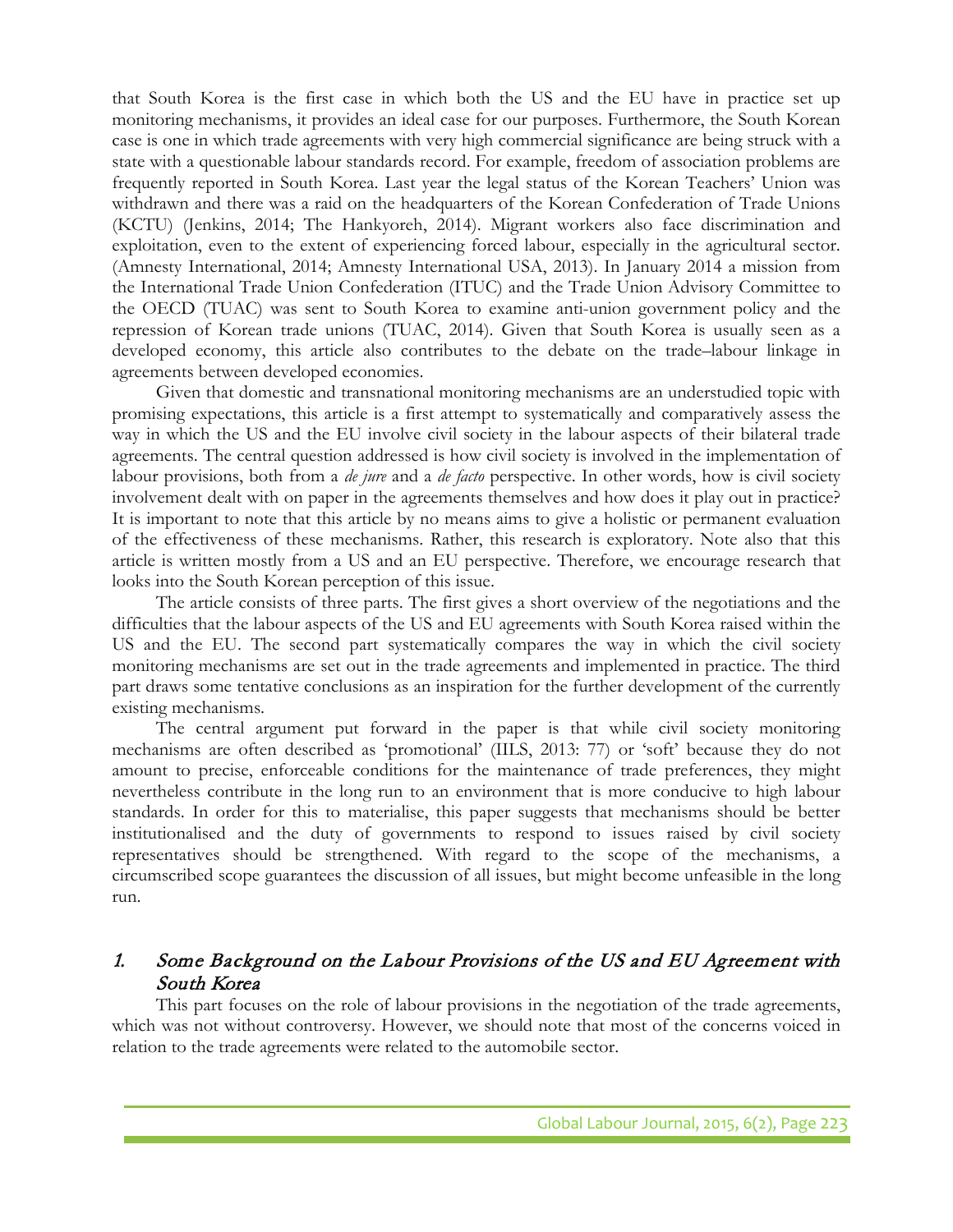that South Korea is the first case in which both the US and the EU have in practice set up monitoring mechanisms, it provides an ideal case for our purposes. Furthermore, the South Korean case is one in which trade agreements with very high commercial significance are being struck with a state with a questionable labour standards record. For example, freedom of association problems are frequently reported in South Korea. Last year the legal status of the Korean Teachers' Union was withdrawn and there was a raid on the headquarters of the Korean Confederation of Trade Unions (KCTU) (Jenkins, 2014; The Hankyoreh, 2014). Migrant workers also face discrimination and exploitation, even to the extent of experiencing forced labour, especially in the agricultural sector. (Amnesty International, 2014; Amnesty International USA, 2013). In January 2014 a mission from the International Trade Union Confederation (ITUC) and the Trade Union Advisory Committee to the OECD (TUAC) was sent to South Korea to examine anti-union government policy and the repression of Korean trade unions (TUAC, 2014). Given that South Korea is usually seen as a developed economy, this article also contributes to the debate on the trade–labour linkage in agreements between developed economies.

Given that domestic and transnational monitoring mechanisms are an understudied topic with promising expectations, this article is a first attempt to systematically and comparatively assess the way in which the US and the EU involve civil society in the labour aspects of their bilateral trade agreements. The central question addressed is how civil society is involved in the implementation of labour provisions, both from a *de jure* and a *de facto* perspective. In other words, how is civil society involvement dealt with on paper in the agreements themselves and how does it play out in practice? It is important to note that this article by no means aims to give a holistic or permanent evaluation of the effectiveness of these mechanisms. Rather, this research is exploratory. Note also that this article is written mostly from a US and an EU perspective. Therefore, we encourage research that looks into the South Korean perception of this issue.

The article consists of three parts. The first gives a short overview of the negotiations and the difficulties that the labour aspects of the US and EU agreements with South Korea raised within the US and the EU. The second part systematically compares the way in which the civil society monitoring mechanisms are set out in the trade agreements and implemented in practice. The third part draws some tentative conclusions as an inspiration for the further development of the currently existing mechanisms.

The central argument put forward in the paper is that while civil society monitoring mechanisms are often described as 'promotional' (IILS, 2013: 77) or 'soft' because they do not amount to precise, enforceable conditions for the maintenance of trade preferences, they might nevertheless contribute in the long run to an environment that is more conducive to high labour standards. In order for this to materialise, this paper suggests that mechanisms should be better institutionalised and the duty of governments to respond to issues raised by civil society representatives should be strengthened. With regard to the scope of the mechanisms, a circumscribed scope guarantees the discussion of all issues, but might become unfeasible in the long run.

## 1. *Some Background on the Labour Provisions of the US and EU Agreement with South Korea*

This part focuses on the role of labour provisions in the negotiation of the trade agreements, which was not without controversy. However, we should note that most of the concerns voiced in relation to the trade agreements were related to the automobile sector.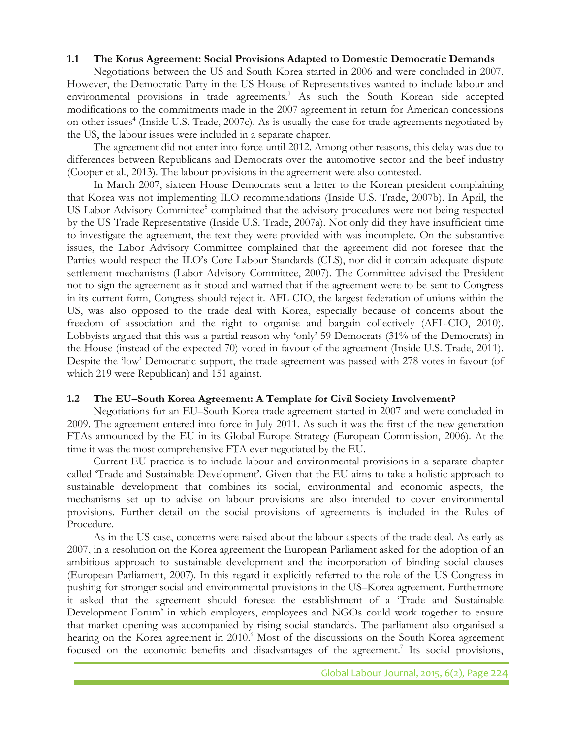### 1.1 The Korus Agreement: Social Provisions Adapted to Domestic Democratic Demands

Negotiations between the US and South Korea started in 2006 and were concluded in 2007. However, the Democratic Party in the US House of Representatives wanted to include labour and environmental provisions in trade agreements.[3] As such the South Korean side accepted modifications to the commitments made in the 2007 agreement in return for American concessions on other issues[4] (Inside U.S. Trade, 2007c). As is usually the case for trade agreements negotiated by the US, the labour issues were included in a separate chapter.

The agreement did not enter into force until 2012. Among other reasons, this delay was due to differences between Republicans and Democrats over the automotive sector and the beef industry (Cooper et al., 2013). The labour provisions in the agreement were also contested.

In March 2007, sixteen House Democrats sent a letter to the Korean president complaining that Korea was not implementing ILO recommendations (Inside U.S. Trade, 2007b). In April, the US Labor Advisory Committee[5] complained that the advisory procedures were not being respected by the US Trade Representative (Inside U.S. Trade, 2007a). Not only did they have insufficient time to investigate the agreement, the text they were provided with was incomplete. On the substantive issues, the Labor Advisory Committee complained that the agreement did not foresee that the Parties would respect the ILO's Core Labour Standards (CLS), nor did it contain adequate dispute settlement mechanisms (Labor Advisory Committee, 2007). The Committee advised the President not to sign the agreement as it stood and warned that if the agreement were to be sent to Congress in its current form, Congress should reject it. AFL-CIO, the largest federation of unions within the US, was also opposed to the trade deal with Korea, especially because of concerns about the freedom of association and the right to organise and bargain collectively (AFL-CIO, 2010). Lobbyists argued that this was a partial reason why 'only' 59 Democrats (31% of the Democrats) in the House (instead of the expected 70) voted in favour of the agreement (Inside U.S. Trade, 2011). Despite the 'low' Democratic support, the trade agreement was passed with 278 votes in favour (of which 219 were Republican) and 151 against.

### 1.2 The EU–South Korea Agreement: A Template for Civil Society Involvement?

Negotiations for an EU–South Korea trade agreement started in 2007 and were concluded in 2009. The agreement entered into force in July 2011. As such it was the first of the new generation FTAs announced by the EU in its Global Europe Strategy (European Commission, 2006). At the time it was the most comprehensive FTA ever negotiated by the EU.

Current EU practice is to include labour and environmental provisions in a separate chapter called 'Trade and Sustainable Development'. Given that the EU aims to take a holistic approach to sustainable development that combines its social, environmental and economic aspects, the mechanisms set up to advise on labour provisions are also intended to cover environmental provisions. Further detail on the social provisions of agreements is included in the Rules of Procedure.

As in the US case, concerns were raised about the labour aspects of the trade deal. As early as 2007, in a resolution on the Korea agreement the European Parliament asked for the adoption of an ambitious approach to sustainable development and the incorporation of binding social clauses (European Parliament, 2007). In this regard it explicitly referred to the role of the US Congress in pushing for stronger social and environmental provisions in the US–Korea agreement. Furthermore it asked that the agreement should foresee the establishment of a 'Trade and Sustainable Development Forum' in which employers, employees and NGOs could work together to ensure that market opening was accompanied by rising social standards. The parliament also organised a hearing on the Korea agreement in 2010.[6] Most of the discussions on the South Korea agreement focused on the economic benefits and disadvantages of the agreement.[7] Its social provisions,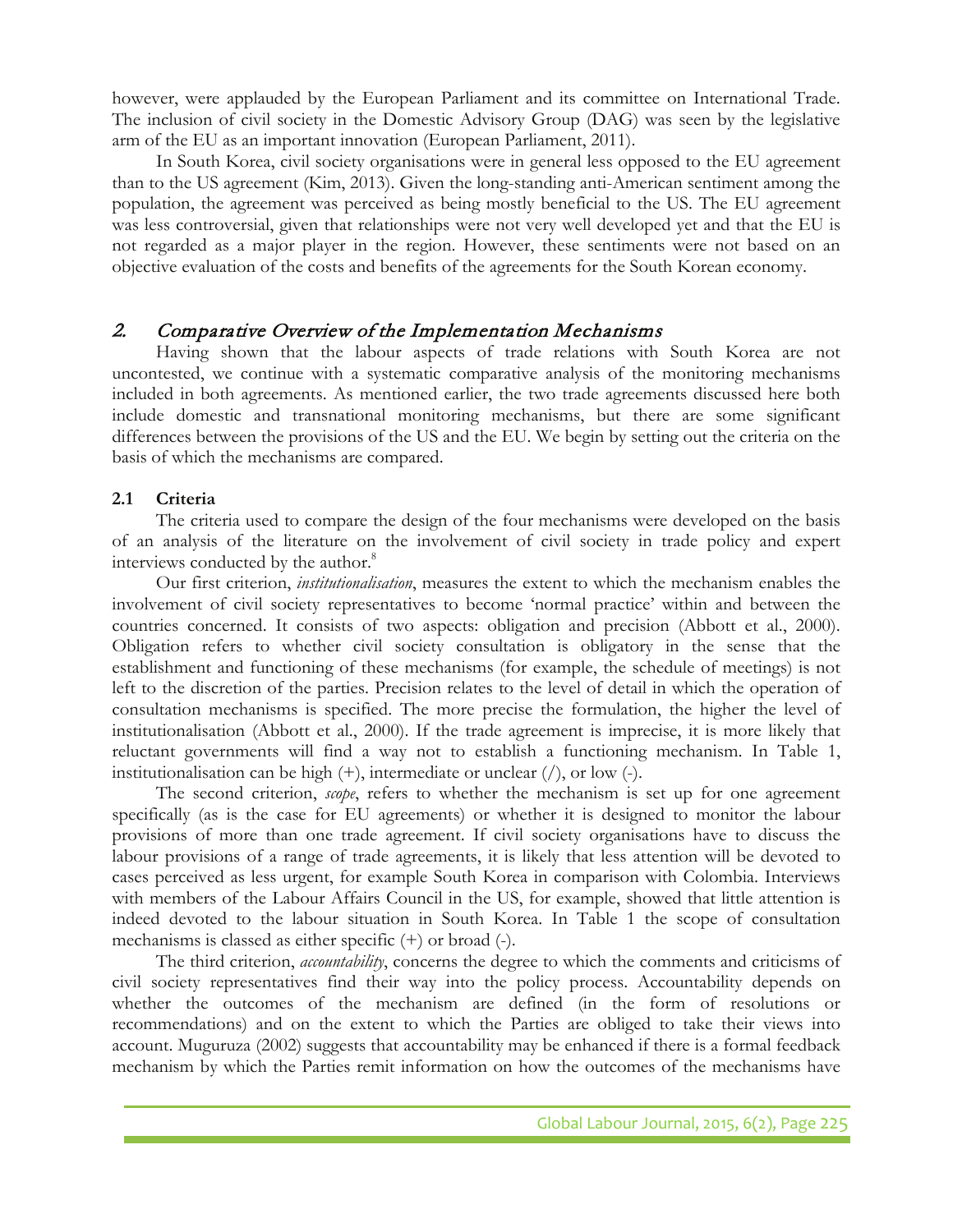however, were applauded by the European Parliament and its committee on International Trade. The inclusion of civil society in the Domestic Advisory Group (DAG) was seen by the legislative arm of the EU as an important innovation (European Parliament, 2011).

In South Korea, civil society organisations were in general less opposed to the EU agreement than to the US agreement (Kim, 2013). Given the long-standing anti-American sentiment among the population, the agreement was perceived as being mostly beneficial to the US. The EU agreement was less controversial, given that relationships were not very well developed yet and that the EU is not regarded as a major player in the region. However, these sentiments were not based on an objective evaluation of the costs and benefits of the agreements for the South Korean economy.

## 2. Comparative Overview of the Implementation Mechanisms

Having shown that the labour aspects of trade relations with South Korea are not uncontested, we continue with a systematic comparative analysis of the monitoring mechanisms included in both agreements. As mentioned earlier, the two trade agreements discussed here both include domestic and transnational monitoring mechanisms, but there are some significant differences between the provisions of the US and the EU. We begin by setting out the criteria on the basis of which the mechanisms are compared.

### 2.1 Criteria

The criteria used to compare the design of the four mechanisms were developed on the basis of an analysis of the literature on the involvement of civil society in trade policy and expert interviews conducted by the author.[8]

Our first criterion, *institutionalisation*, measures the extent to which the mechanism enables the involvement of civil society representatives to become 'normal practice' within and between the countries concerned. It consists of two aspects: obligation and precision (Abbott et al., 2000). Obligation refers to whether civil society consultation is obligatory in the sense that the establishment and functioning of these mechanisms (for example, the schedule of meetings) is not left to the discretion of the parties. Precision relates to the level of detail in which the operation of consultation mechanisms is specified. The more precise the formulation, the higher the level of institutionalisation (Abbott et al., 2000). If the trade agreement is imprecise, it is more likely that reluctant governments will find a way not to establish a functioning mechanism. In Table 1, institutionalisation can be high (+), intermediate or unclear (/), or low (-).

The second criterion, *scope*, refers to whether the mechanism is set up for one agreement specifically (as is the case for EU agreements) or whether it is designed to monitor the labour provisions of more than one trade agreement. If civil society organisations have to discuss the labour provisions of a range of trade agreements, it is likely that less attention will be devoted to cases perceived as less urgent, for example South Korea in comparison with Colombia. Interviews with members of the Labour Affairs Council in the US, for example, showed that little attention is indeed devoted to the labour situation in South Korea. In Table 1 the scope of consultation mechanisms is classed as either specific (+) or broad (-).

The third criterion, *accountability*, concerns the degree to which the comments and criticisms of civil society representatives find their way into the policy process. Accountability depends on whether the outcomes of the mechanism are defined (in the form of resolutions or recommendations) and on the extent to which the Parties are obliged to take their views into account. Muguruza (2002) suggests that accountability may be enhanced if there is a formal feedback mechanism by which the Parties remit information on how the outcomes of the mechanisms have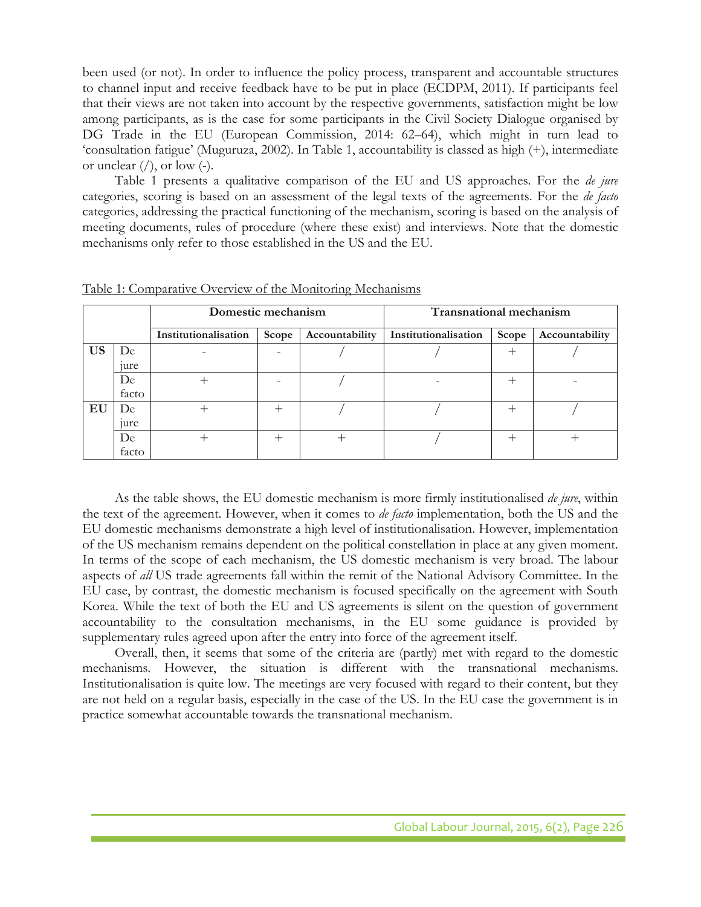been used (or not). In order to influence the policy process, transparent and accountable structures to channel input and receive feedback have to be put in place (ECDPM, 2011). If participants feel that their views are not taken into account by the respective governments, satisfaction might be low among participants, as is the case for some participants in the Civil Society Dialogue organised by DG Trade in the EU (European Commission, 2014: 62–64), which might in turn lead to 'consultation fatigue' (Muguruza, 2002). In Table 1, accountability is classed as high (+), intermediate or unclear (/), or low (-).

Table 1 presents a qualitative comparison of the EU and US approaches. For the *de jure* categories, scoring is based on an assessment of the legal texts of the agreements. For the *de facto* categories, addressing the practical functioning of the mechanism, scoring is based on the analysis of meeting documents, rules of procedure (where these exist) and interviews. Note that the domestic mechanisms only refer to those established in the US and the EU.

Table 1: Comparative Overview of the Monitoring Mechanisms

| | | **Domestic mechanism** | | | **Transnational mechanism** | | |
|---|---|---|---|---|---|---|---|
| | | **Institutionalisation** | **Scope** | **Accountability** | **Institutionalisation** | **Scope** | **Accountability** |
| **US** | De jure | - | - | / | / | + | / |
| | De facto | + | - | / | - | + | - |
| **EU** | De jure | + | + | / | / | + | / |
| | De facto | + | + | + | / | + | + |

As the table shows, the EU domestic mechanism is more firmly institutionalised *de jure*, within the text of the agreement. However, when it comes to *de facto* implementation, both the US and the EU domestic mechanisms demonstrate a high level of institutionalisation. However, implementation of the US mechanism remains dependent on the political constellation in place at any given moment. In terms of the scope of each mechanism, the US domestic mechanism is very broad. The labour aspects of *all* US trade agreements fall within the remit of the National Advisory Committee. In the EU case, by contrast, the domestic mechanism is focused specifically on the agreement with South Korea. While the text of both the EU and US agreements is silent on the question of government accountability to the consultation mechanisms, in the EU some guidance is provided by supplementary rules agreed upon after the entry into force of the agreement itself.

Overall, then, it seems that some of the criteria are (partly) met with regard to the domestic mechanisms. However, the situation is different with the transnational mechanisms. Institutionalisation is quite low. The meetings are very focused with regard to their content, but they are not held on a regular basis, especially in the case of the US. In the EU case the government is in practice somewhat accountable towards the transnational mechanism.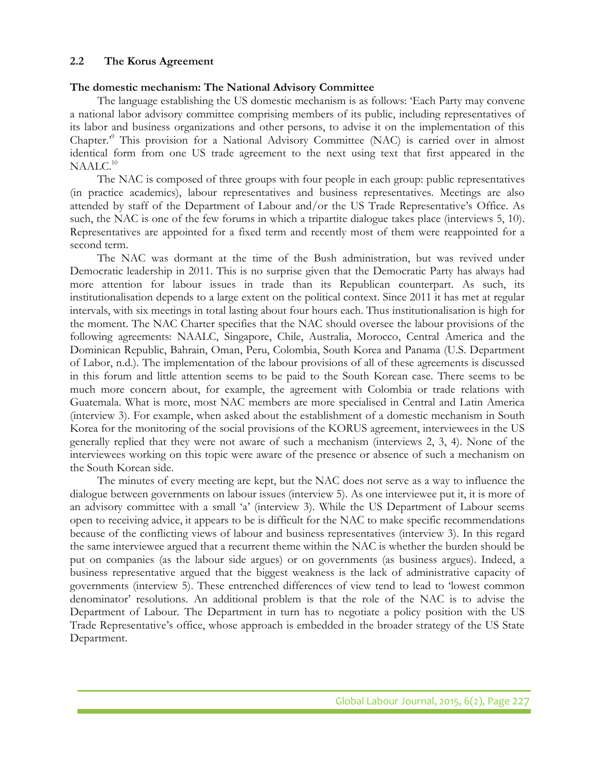### 2.2 The Korus Agreement

**The domestic mechanism: The National Advisory Committee**

The language establishing the US domestic mechanism is as follows: 'Each Party may convene a national labor advisory committee comprising members of its public, including representatives of its labor and business organizations and other persons, to advise it on the implementation of this Chapter.'[9] This provision for a National Advisory Committee (NAC) is carried over in almost identical form from one US trade agreement to the next using text that first appeared in the NAALC.[10]

The NAC is composed of three groups with four people in each group: public representatives (in practice academics), labour representatives and business representatives. Meetings are also attended by staff of the Department of Labour and/or the US Trade Representative's Office. As such, the NAC is one of the few forums in which a tripartite dialogue takes place (interviews 5, 10). Representatives are appointed for a fixed term and recently most of them were reappointed for a second term.

The NAC was dormant at the time of the Bush administration, but was revived under Democratic leadership in 2011. This is no surprise given that the Democratic Party has always had more attention for labour issues in trade than its Republican counterpart. As such, its institutionalisation depends to a large extent on the political context. Since 2011 it has met at regular intervals, with six meetings in total lasting about four hours each. Thus institutionalisation is high for the moment. The NAC Charter specifies that the NAC should oversee the labour provisions of the following agreements: NAALC, Singapore, Chile, Australia, Morocco, Central America and the Dominican Republic, Bahrain, Oman, Peru, Colombia, South Korea and Panama (U.S. Department of Labor, n.d.). The implementation of the labour provisions of all of these agreements is discussed in this forum and little attention seems to be paid to the South Korean case. There seems to be much more concern about, for example, the agreement with Colombia or trade relations with Guatemala. What is more, most NAC members are more specialised in Central and Latin America (interview 3). For example, when asked about the establishment of a domestic mechanism in South Korea for the monitoring of the social provisions of the KORUS agreement, interviewees in the US generally replied that they were not aware of such a mechanism (interviews 2, 3, 4). None of the interviewees working on this topic were aware of the presence or absence of such a mechanism on the South Korean side.

The minutes of every meeting are kept, but the NAC does not serve as a way to influence the dialogue between governments on labour issues (interview 5). As one interviewee put it, it is more of an advisory committee with a small 'a' (interview 3). While the US Department of Labour seems open to receiving advice, it appears to be is difficult for the NAC to make specific recommendations because of the conflicting views of labour and business representatives (interview 3). In this regard the same interviewee argued that a recurrent theme within the NAC is whether the burden should be put on companies (as the labour side argues) or on governments (as business argues). Indeed, a business representative argued that the biggest weakness is the lack of administrative capacity of governments (interview 5). These entrenched differences of view tend to lead to 'lowest common denominator' resolutions. An additional problem is that the role of the NAC is to advise the Department of Labour. The Department in turn has to negotiate a policy position with the US Trade Representative's office, whose approach is embedded in the broader strategy of the US State Department.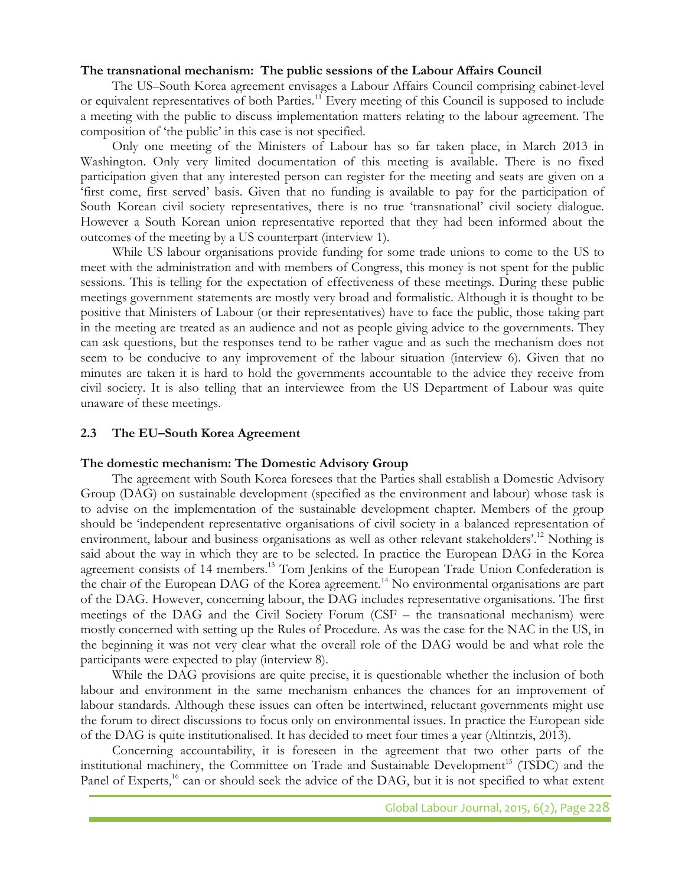**The transnational mechanism: The public sessions of the Labour Affairs Council**

The US–South Korea agreement envisages a Labour Affairs Council comprising cabinet-level or equivalent representatives of both Parties.[11] Every meeting of this Council is supposed to include a meeting with the public to discuss implementation matters relating to the labour agreement. The composition of 'the public' in this case is not specified.

Only one meeting of the Ministers of Labour has so far taken place, in March 2013 in Washington. Only very limited documentation of this meeting is available. There is no fixed participation given that any interested person can register for the meeting and seats are given on a 'first come, first served' basis. Given that no funding is available to pay for the participation of South Korean civil society representatives, there is no true 'transnational' civil society dialogue. However a South Korean union representative reported that they had been informed about the outcomes of the meeting by a US counterpart (interview 1).

While US labour organisations provide funding for some trade unions to come to the US to meet with the administration and with members of Congress, this money is not spent for the public sessions. This is telling for the expectation of effectiveness of these meetings. During these public meetings government statements are mostly very broad and formalistic. Although it is thought to be positive that Ministers of Labour (or their representatives) have to face the public, those taking part in the meeting are treated as an audience and not as people giving advice to the governments. They can ask questions, but the responses tend to be rather vague and as such the mechanism does not seem to be conducive to any improvement of the labour situation (interview 6). Given that no minutes are taken it is hard to hold the governments accountable to the advice they receive from civil society. It is also telling that an interviewee from the US Department of Labour was quite unaware of these meetings.

### 2.3 The EU–South Korea Agreement

**The domestic mechanism: The Domestic Advisory Group**

The agreement with South Korea foresees that the Parties shall establish a Domestic Advisory Group (DAG) on sustainable development (specified as the environment and labour) whose task is to advise on the implementation of the sustainable development chapter. Members of the group should be 'independent representative organisations of civil society in a balanced representation of environment, labour and business organisations as well as other relevant stakeholders'.[12] Nothing is said about the way in which they are to be selected. In practice the European DAG in the Korea agreement consists of 14 members.[13] Tom Jenkins of the European Trade Union Confederation is the chair of the European DAG of the Korea agreement.[14] No environmental organisations are part of the DAG. However, concerning labour, the DAG includes representative organisations. The first meetings of the DAG and the Civil Society Forum (CSF – the transnational mechanism) were mostly concerned with setting up the Rules of Procedure. As was the case for the NAC in the US, in the beginning it was not very clear what the overall role of the DAG would be and what role the participants were expected to play (interview 8).

While the DAG provisions are quite precise, it is questionable whether the inclusion of both labour and environment in the same mechanism enhances the chances for an improvement of labour standards. Although these issues can often be intertwined, reluctant governments might use the forum to direct discussions to focus only on environmental issues. In practice the European side of the DAG is quite institutionalised. It has decided to meet four times a year (Altintzis, 2013).

Concerning accountability, it is foreseen in the agreement that two other parts of the institutional machinery, the Committee on Trade and Sustainable Development[15] (TSDC) and the Panel of Experts,[16] can or should seek the advice of the DAG, but it is not specified to what extent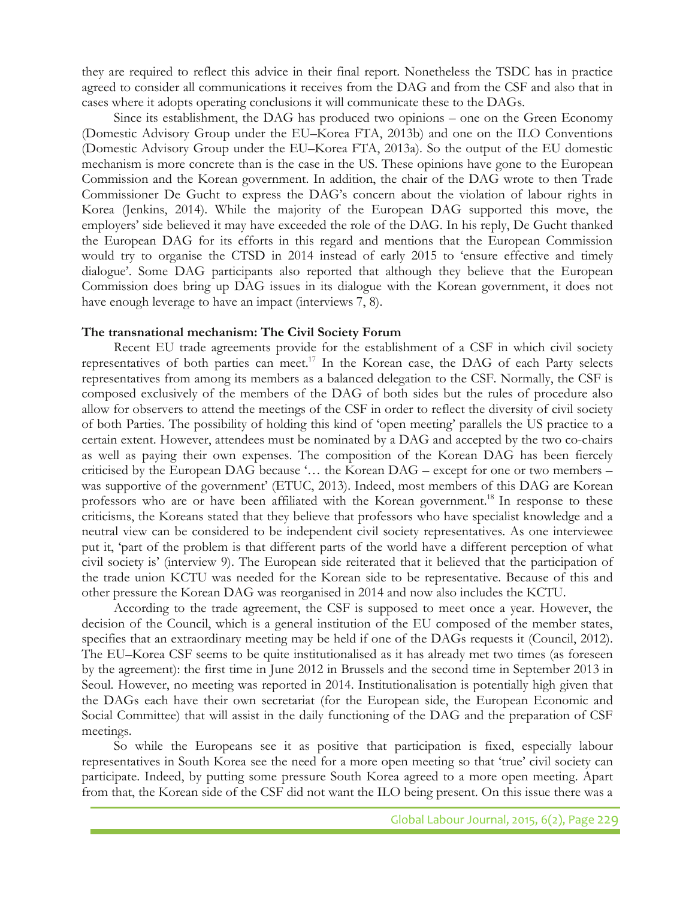they are required to reflect this advice in their final report. Nonetheless the TSDC has in practice agreed to consider all communications it receives from the DAG and from the CSF and also that in cases where it adopts operating conclusions it will communicate these to the DAGs.

Since its establishment, the DAG has produced two opinions – one on the Green Economy (Domestic Advisory Group under the EU–Korea FTA, 2013b) and one on the ILO Conventions (Domestic Advisory Group under the EU–Korea FTA, 2013a). So the output of the EU domestic mechanism is more concrete than is the case in the US. These opinions have gone to the European Commission and the Korean government. In addition, the chair of the DAG wrote to then Trade Commissioner De Gucht to express the DAG's concern about the violation of labour rights in Korea (Jenkins, 2014). While the majority of the European DAG supported this move, the employers' side believed it may have exceeded the role of the DAG. In his reply, De Gucht thanked the European DAG for its efforts in this regard and mentions that the European Commission would try to organise the CTSD in 2014 instead of early 2015 to 'ensure effective and timely dialogue'. Some DAG participants also reported that although they believe that the European Commission does bring up DAG issues in its dialogue with the Korean government, it does not have enough leverage to have an impact (interviews 7, 8).

**The transnational mechanism: The Civil Society Forum**

Recent EU trade agreements provide for the establishment of a CSF in which civil society representatives of both parties can meet.[17] In the Korean case, the DAG of each Party selects representatives from among its members as a balanced delegation to the CSF. Normally, the CSF is composed exclusively of the members of the DAG of both sides but the rules of procedure also allow for observers to attend the meetings of the CSF in order to reflect the diversity of civil society of both Parties. The possibility of holding this kind of 'open meeting' parallels the US practice to a certain extent. However, attendees must be nominated by a DAG and accepted by the two co-chairs as well as paying their own expenses. The composition of the Korean DAG has been fiercely criticised by the European DAG because '… the Korean DAG – except for one or two members – was supportive of the government' (ETUC, 2013). Indeed, most members of this DAG are Korean professors who are or have been affiliated with the Korean government.[18] In response to these criticisms, the Koreans stated that they believe that professors who have specialist knowledge and a neutral view can be considered to be independent civil society representatives. As one interviewee put it, 'part of the problem is that different parts of the world have a different perception of what civil society is' (interview 9). The European side reiterated that it believed that the participation of the trade union KCTU was needed for the Korean side to be representative. Because of this and other pressure the Korean DAG was reorganised in 2014 and now also includes the KCTU.

According to the trade agreement, the CSF is supposed to meet once a year. However, the decision of the Council, which is a general institution of the EU composed of the member states, specifies that an extraordinary meeting may be held if one of the DAGs requests it (Council, 2012). The EU–Korea CSF seems to be quite institutionalised as it has already met two times (as foreseen by the agreement): the first time in June 2012 in Brussels and the second time in September 2013 in Seoul. However, no meeting was reported in 2014. Institutionalisation is potentially high given that the DAGs each have their own secretariat (for the European side, the European Economic and Social Committee) that will assist in the daily functioning of the DAG and the preparation of CSF meetings.

So while the Europeans see it as positive that participation is fixed, especially labour representatives in South Korea see the need for a more open meeting so that 'true' civil society can participate. Indeed, by putting some pressure South Korea agreed to a more open meeting. Apart from that, the Korean side of the CSF did not want the ILO being present. On this issue there was a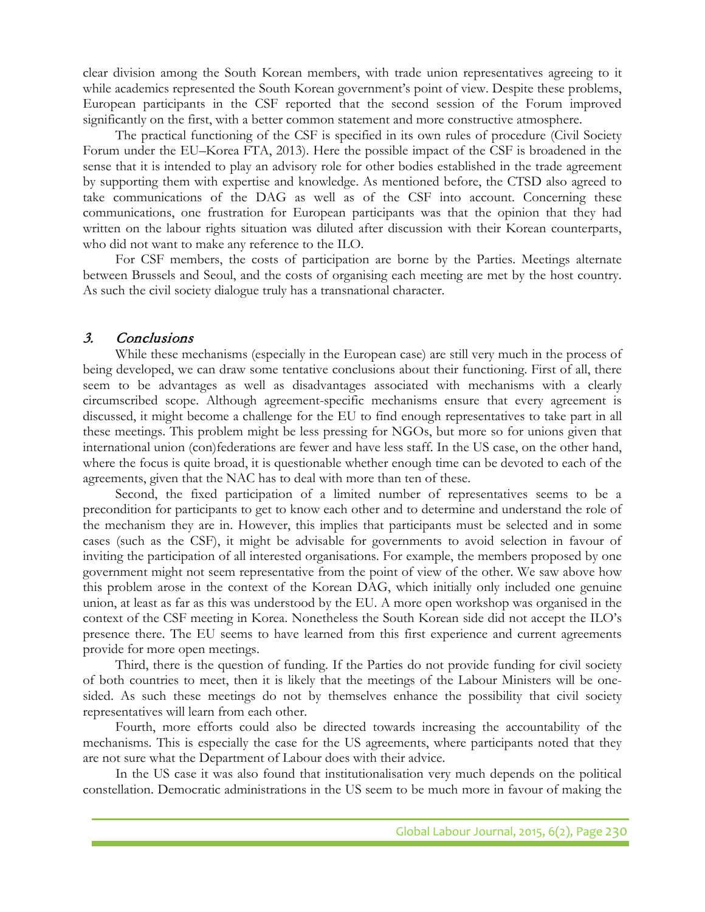clear division among the South Korean members, with trade union representatives agreeing to it while academics represented the South Korean government's point of view. Despite these problems, European participants in the CSF reported that the second session of the Forum improved significantly on the first, with a better common statement and more constructive atmosphere.

The practical functioning of the CSF is specified in its own rules of procedure (Civil Society Forum under the EU–Korea FTA, 2013). Here the possible impact of the CSF is broadened in the sense that it is intended to play an advisory role for other bodies established in the trade agreement by supporting them with expertise and knowledge. As mentioned before, the CTSD also agreed to take communications of the DAG as well as of the CSF into account. Concerning these communications, one frustration for European participants was that the opinion that they had written on the labour rights situation was diluted after discussion with their Korean counterparts, who did not want to make any reference to the ILO.

For CSF members, the costs of participation are borne by the Parties. Meetings alternate between Brussels and Seoul, and the costs of organising each meeting are met by the host country. As such the civil society dialogue truly has a transnational character.

## *3. Conclusions*

While these mechanisms (especially in the European case) are still very much in the process of being developed, we can draw some tentative conclusions about their functioning. First of all, there seem to be advantages as well as disadvantages associated with mechanisms with a clearly circumscribed scope. Although agreement-specific mechanisms ensure that every agreement is discussed, it might become a challenge for the EU to find enough representatives to take part in all these meetings. This problem might be less pressing for NGOs, but more so for unions given that international union (con)federations are fewer and have less staff. In the US case, on the other hand, where the focus is quite broad, it is questionable whether enough time can be devoted to each of the agreements, given that the NAC has to deal with more than ten of these.

Second, the fixed participation of a limited number of representatives seems to be a precondition for participants to get to know each other and to determine and understand the role of the mechanism they are in. However, this implies that participants must be selected and in some cases (such as the CSF), it might be advisable for governments to avoid selection in favour of inviting the participation of all interested organisations. For example, the members proposed by one government might not seem representative from the point of view of the other. We saw above how this problem arose in the context of the Korean DAG, which initially only included one genuine union, at least as far as this was understood by the EU. A more open workshop was organised in the context of the CSF meeting in Korea. Nonetheless the South Korean side did not accept the ILO's presence there. The EU seems to have learned from this first experience and current agreements provide for more open meetings.

Third, there is the question of funding. If the Parties do not provide funding for civil society of both countries to meet, then it is likely that the meetings of the Labour Ministers will be one-sided. As such these meetings do not by themselves enhance the possibility that civil society representatives will learn from each other.

Fourth, more efforts could also be directed towards increasing the accountability of the mechanisms. This is especially the case for the US agreements, where participants noted that they are not sure what the Department of Labour does with their advice.

In the US case it was also found that institutionalisation very much depends on the political constellation. Democratic administrations in the US seem to be much more in favour of making the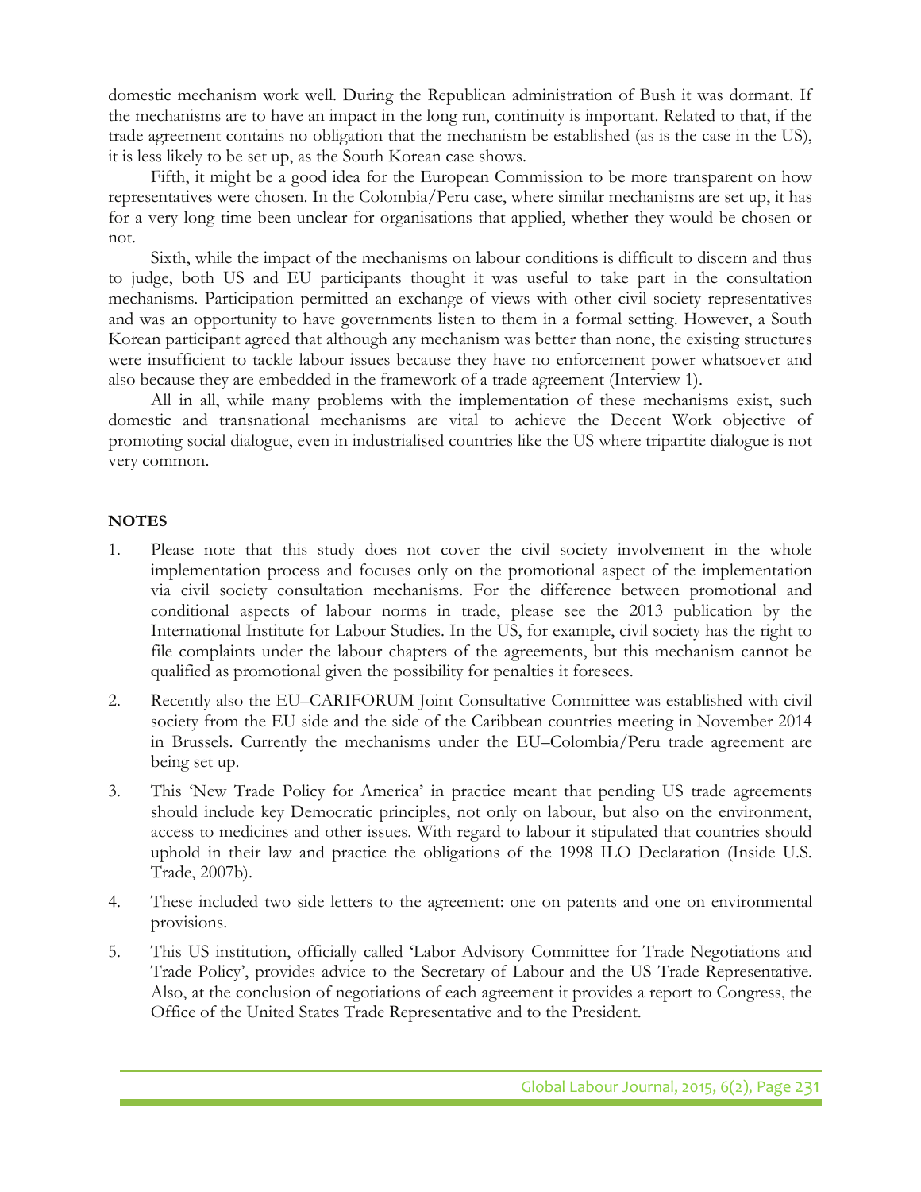domestic mechanism work well. During the Republican administration of Bush it was dormant. If the mechanisms are to have an impact in the long run, continuity is important. Related to that, if the trade agreement contains no obligation that the mechanism be established (as is the case in the US), it is less likely to be set up, as the South Korean case shows.

Fifth, it might be a good idea for the European Commission to be more transparent on how representatives were chosen. In the Colombia/Peru case, where similar mechanisms are set up, it has for a very long time been unclear for organisations that applied, whether they would be chosen or not.

Sixth, while the impact of the mechanisms on labour conditions is difficult to discern and thus to judge, both US and EU participants thought it was useful to take part in the consultation mechanisms. Participation permitted an exchange of views with other civil society representatives and was an opportunity to have governments listen to them in a formal setting. However, a South Korean participant agreed that although any mechanism was better than none, the existing structures were insufficient to tackle labour issues because they have no enforcement power whatsoever and also because they are embedded in the framework of a trade agreement (Interview 1).

All in all, while many problems with the implementation of these mechanisms exist, such domestic and transnational mechanisms are vital to achieve the Decent Work objective of promoting social dialogue, even in industrialised countries like the US where tripartite dialogue is not very common.

**NOTES**

1. Please note that this study does not cover the civil society involvement in the whole implementation process and focuses only on the promotional aspect of the implementation via civil society consultation mechanisms. For the difference between promotional and conditional aspects of labour norms in trade, please see the 2013 publication by the International Institute for Labour Studies. In the US, for example, civil society has the right to file complaints under the labour chapters of the agreements, but this mechanism cannot be qualified as promotional given the possibility for penalties it foresees.

2. Recently also the EU–CARIFORUM Joint Consultative Committee was established with civil society from the EU side and the side of the Caribbean countries meeting in November 2014 in Brussels. Currently the mechanisms under the EU–Colombia/Peru trade agreement are being set up.

3. This 'New Trade Policy for America' in practice meant that pending US trade agreements should include key Democratic principles, not only on labour, but also on the environment, access to medicines and other issues. With regard to labour it stipulated that countries should uphold in their law and practice the obligations of the 1998 ILO Declaration (Inside U.S. Trade, 2007b).

4. These included two side letters to the agreement: one on patents and one on environmental provisions.

5. This US institution, officially called 'Labor Advisory Committee for Trade Negotiations and Trade Policy', provides advice to the Secretary of Labour and the US Trade Representative. Also, at the conclusion of negotiations of each agreement it provides a report to Congress, the Office of the United States Trade Representative and to the President.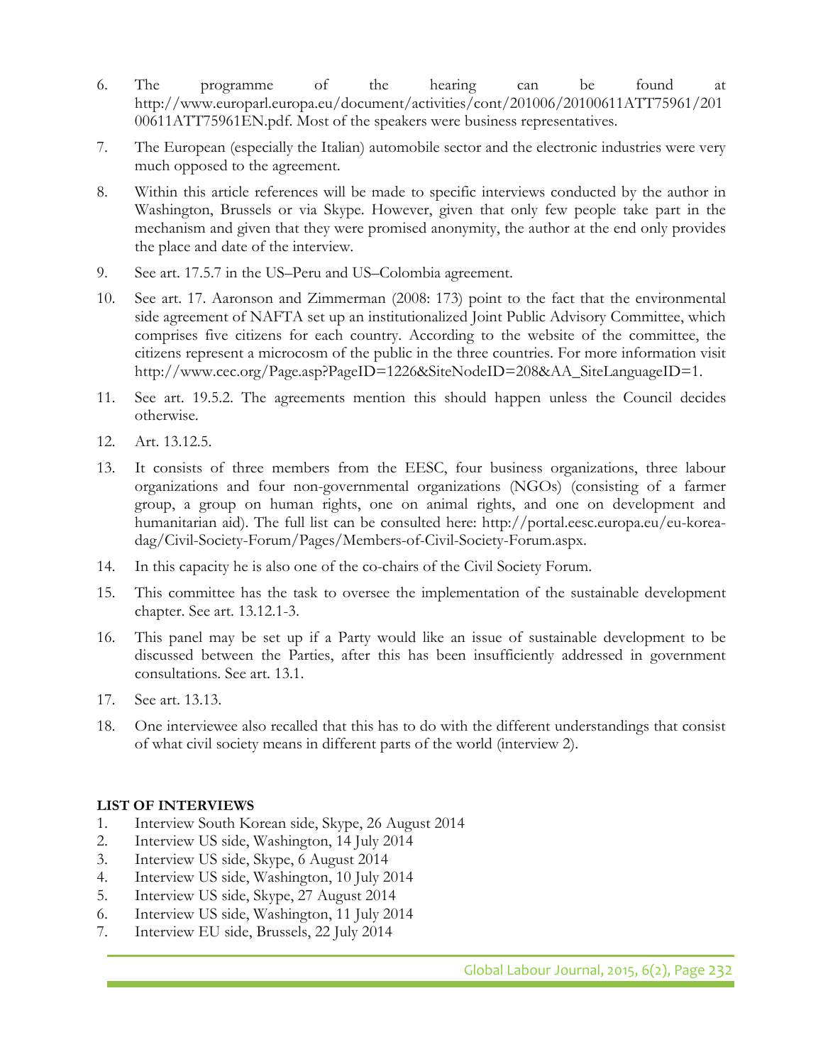6. The programme of the hearing can be found at http://www.europarl.europa.eu/document/activities/cont/201006/20100611ATT75961/20100611ATT75961EN.pdf. Most of the speakers were business representatives.

7. The European (especially the Italian) automobile sector and the electronic industries were very much opposed to the agreement.

8. Within this article references will be made to specific interviews conducted by the author in Washington, Brussels or via Skype. However, given that only few people take part in the mechanism and given that they were promised anonymity, the author at the end only provides the place and date of the interview.

9. See art. 17.5.7 in the US–Peru and US–Colombia agreement.

10. See art. 17. Aaronson and Zimmerman (2008: 173) point to the fact that the environmental side agreement of NAFTA set up an institutionalized Joint Public Advisory Committee, which comprises five citizens for each country. According to the website of the committee, the citizens represent a microcosm of the public in the three countries. For more information visit http://www.cec.org/Page.asp?PageID=1226&SiteNodeID=208&AA_SiteLanguageID=1.

11. See art. 19.5.2. The agreements mention this should happen unless the Council decides otherwise.

12. Art. 13.12.5.

13. It consists of three members from the EESC, four business organizations, three labour organizations and four non-governmental organizations (NGOs) (consisting of a farmer group, a group on human rights, one on animal rights, and one on development and humanitarian aid). The full list can be consulted here: http://portal.eesc.europa.eu/eu-korea-dag/Civil-Society-Forum/Pages/Members-of-Civil-Society-Forum.aspx.

14. In this capacity he is also one of the co-chairs of the Civil Society Forum.

15. This committee has the task to oversee the implementation of the sustainable development chapter. See art. 13.12.1-3.

16. This panel may be set up if a Party would like an issue of sustainable development to be discussed between the Parties, after this has been insufficiently addressed in government consultations. See art. 13.1.

17. See art. 13.13.

18. One interviewee also recalled that this has to do with the different understandings that consist of what civil society means in different parts of the world (interview 2).

**LIST OF INTERVIEWS**

1. Interview South Korean side, Skype, 26 August 2014
2. Interview US side, Washington, 14 July 2014
3. Interview US side, Skype, 6 August 2014
4. Interview US side, Washington, 10 July 2014
5. Interview US side, Skype, 27 August 2014
6. Interview US side, Washington, 11 July 2014
7. Interview EU side, Brussels, 22 July 2014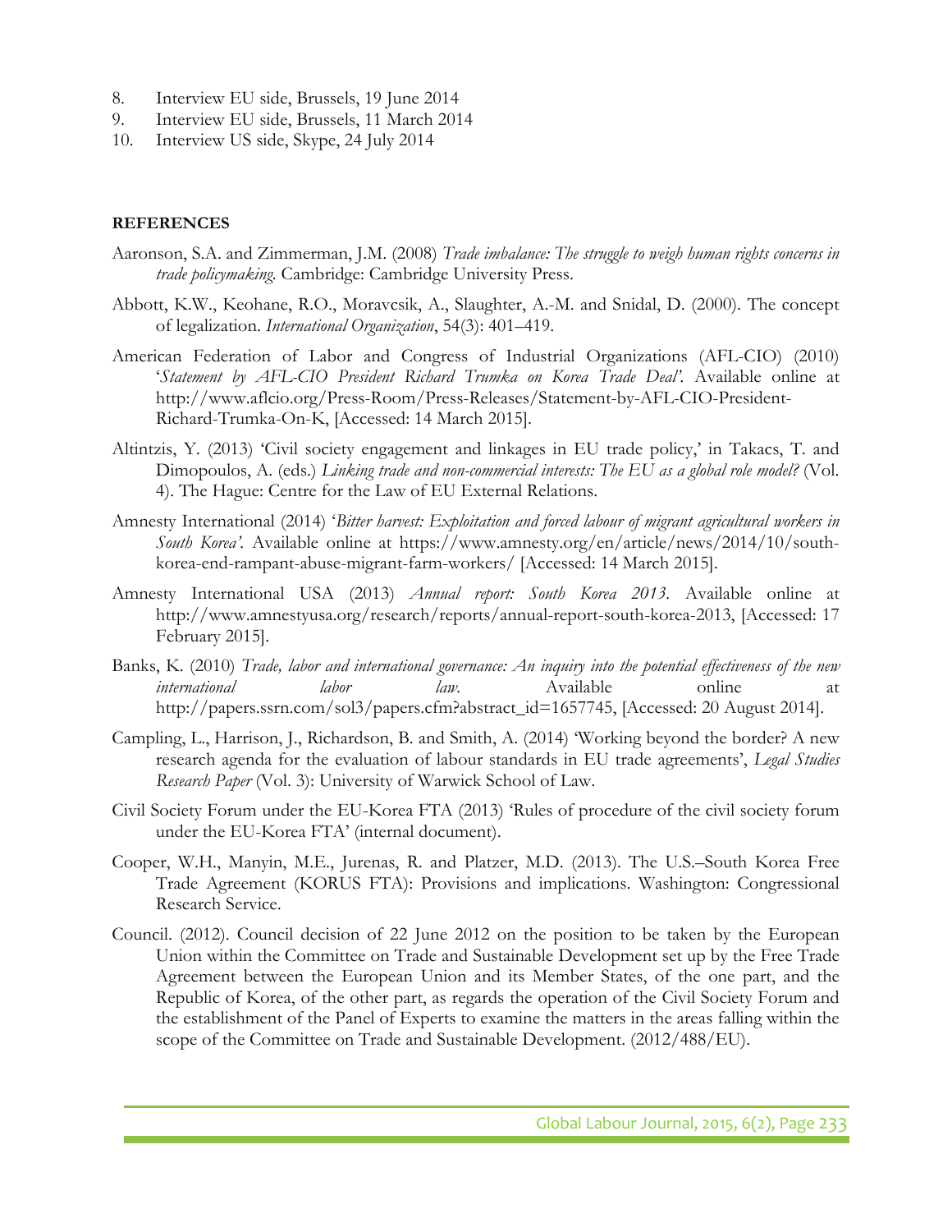8. Interview EU side, Brussels, 19 June 2014
9. Interview EU side, Brussels, 11 March 2014
10. Interview US side, Skype, 24 July 2014

**REFERENCES**

Aaronson, S.A. and Zimmerman, J.M. (2008) *Trade imbalance: The struggle to weigh human rights concerns in trade policymaking.* Cambridge: Cambridge University Press.

Abbott, K.W., Keohane, R.O., Moravcsik, A., Slaughter, A.-M. and Snidal, D. (2000). The concept of legalization. *International Organization*, 54(3): 401–419.

American Federation of Labor and Congress of Industrial Organizations (AFL-CIO) (2010) '*Statement by AFL-CIO President Richard Trumka on Korea Trade Deal'*. Available online at http://www.aflcio.org/Press-Room/Press-Releases/Statement-by-AFL-CIO-President-Richard-Trumka-On-K, [Accessed: 14 March 2015].

Altintzis, Y. (2013) 'Civil society engagement and linkages in EU trade policy,' in Takacs, T. and Dimopoulos, A. (eds.) *Linking trade and non-commercial interests: The EU as a global role model?* (Vol. 4). The Hague: Centre for the Law of EU External Relations.

Amnesty International (2014) '*Bitter harvest: Exploitation and forced labour of migrant agricultural workers in South Korea'*. Available online at https://www.amnesty.org/en/article/news/2014/10/south-korea-end-rampant-abuse-migrant-farm-workers/ [Accessed: 14 March 2015].

Amnesty International USA (2013) *Annual report: South Korea 2013*. Available online at http://www.amnestyusa.org/research/reports/annual-report-south-korea-2013, [Accessed: 17 February 2015].

Banks, K. (2010) *Trade, labor and international governance: An inquiry into the potential effectiveness of the new international labor law.* Available online at http://papers.ssrn.com/sol3/papers.cfm?abstract_id=1657745, [Accessed: 20 August 2014].

Campling, L., Harrison, J., Richardson, B. and Smith, A. (2014) 'Working beyond the border? A new research agenda for the evaluation of labour standards in EU trade agreements', *Legal Studies Research Paper* (Vol. 3): University of Warwick School of Law.

Civil Society Forum under the EU-Korea FTA (2013) 'Rules of procedure of the civil society forum under the EU-Korea FTA' (internal document).

Cooper, W.H., Manyin, M.E., Jurenas, R. and Platzer, M.D. (2013). The U.S.–South Korea Free Trade Agreement (KORUS FTA): Provisions and implications. Washington: Congressional Research Service.

Council. (2012). Council decision of 22 June 2012 on the position to be taken by the European Union within the Committee on Trade and Sustainable Development set up by the Free Trade Agreement between the European Union and its Member States, of the one part, and the Republic of Korea, of the other part, as regards the operation of the Civil Society Forum and the establishment of the Panel of Experts to examine the matters in the areas falling within the scope of the Committee on Trade and Sustainable Development. (2012/488/EU).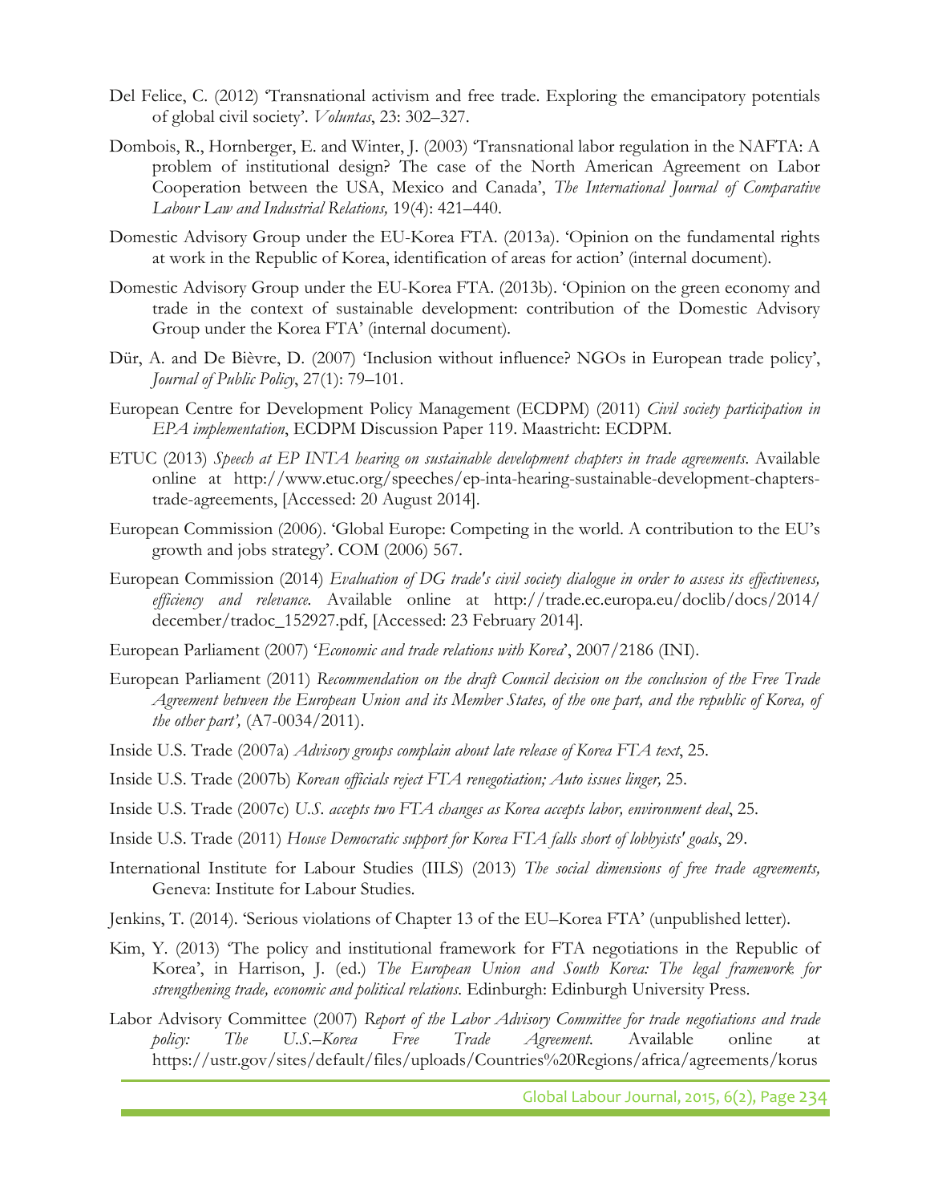Del Felice, C. (2012) 'Transnational activism and free trade. Exploring the emancipatory potentials of global civil society'. *Voluntas*, 23: 302–327.

Dombois, R., Hornberger, E. and Winter, J. (2003) 'Transnational labor regulation in the NAFTA: A problem of institutional design? The case of the North American Agreement on Labor Cooperation between the USA, Mexico and Canada', *The International Journal of Comparative Labour Law and Industrial Relations,* 19(4): 421–440.

Domestic Advisory Group under the EU-Korea FTA. (2013a). 'Opinion on the fundamental rights at work in the Republic of Korea, identification of areas for action' (internal document).

Domestic Advisory Group under the EU-Korea FTA. (2013b). 'Opinion on the green economy and trade in the context of sustainable development: contribution of the Domestic Advisory Group under the Korea FTA' (internal document).

Dür, A. and De Bièvre, D. (2007) 'Inclusion without influence? NGOs in European trade policy', *Journal of Public Policy*, 27(1): 79–101.

European Centre for Development Policy Management (ECDPM) (2011) *Civil society participation in EPA implementation*, ECDPM Discussion Paper 119. Maastricht: ECDPM.

ETUC (2013) *Speech at EP INTA hearing on sustainable development chapters in trade agreements*. Available online at http://www.etuc.org/speeches/ep-inta-hearing-sustainable-development-chapters-trade-agreements, [Accessed: 20 August 2014].

European Commission (2006). 'Global Europe: Competing in the world. A contribution to the EU's growth and jobs strategy'. COM (2006) 567.

European Commission (2014) *Evaluation of DG trade's civil society dialogue in order to assess its effectiveness, efficiency and relevance.* Available online at http://trade.ec.europa.eu/doclib/docs/2014/december/tradoc_152927.pdf, [Accessed: 23 February 2014].

European Parliament (2007) '*Economic and trade relations with Korea*', 2007/2186 (INI).

European Parliament (2011) *Recommendation on the draft Council decision on the conclusion of the Free Trade Agreement between the European Union and its Member States, of the one part, and the republic of Korea, of the other part',* (A7-0034/2011).

Inside U.S. Trade (2007a) *Advisory groups complain about late release of Korea FTA text*, 25.

Inside U.S. Trade (2007b) *Korean officials reject FTA renegotiation; Auto issues linger,* 25.

Inside U.S. Trade (2007c) *U.S. accepts two FTA changes as Korea accepts labor, environment deal*, 25.

Inside U.S. Trade (2011) *House Democratic support for Korea FTA falls short of lobbyists' goals*, 29.

International Institute for Labour Studies (IILS) (2013) *The social dimensions of free trade agreements,* Geneva: Institute for Labour Studies.

Jenkins, T. (2014). 'Serious violations of Chapter 13 of the EU–Korea FTA' (unpublished letter).

Kim, Y. (2013) 'The policy and institutional framework for FTA negotiations in the Republic of Korea', in Harrison, J. (ed.) *The European Union and South Korea: The legal framework for strengthening trade, economic and political relations.* Edinburgh: Edinburgh University Press.

Labor Advisory Committee (2007) *Report of the Labor Advisory Committee for trade negotiations and trade policy: The U.S.–Korea Free Trade Agreement.* Available online at https://ustr.gov/sites/default/files/uploads/Countries%20Regions/africa/agreements/korus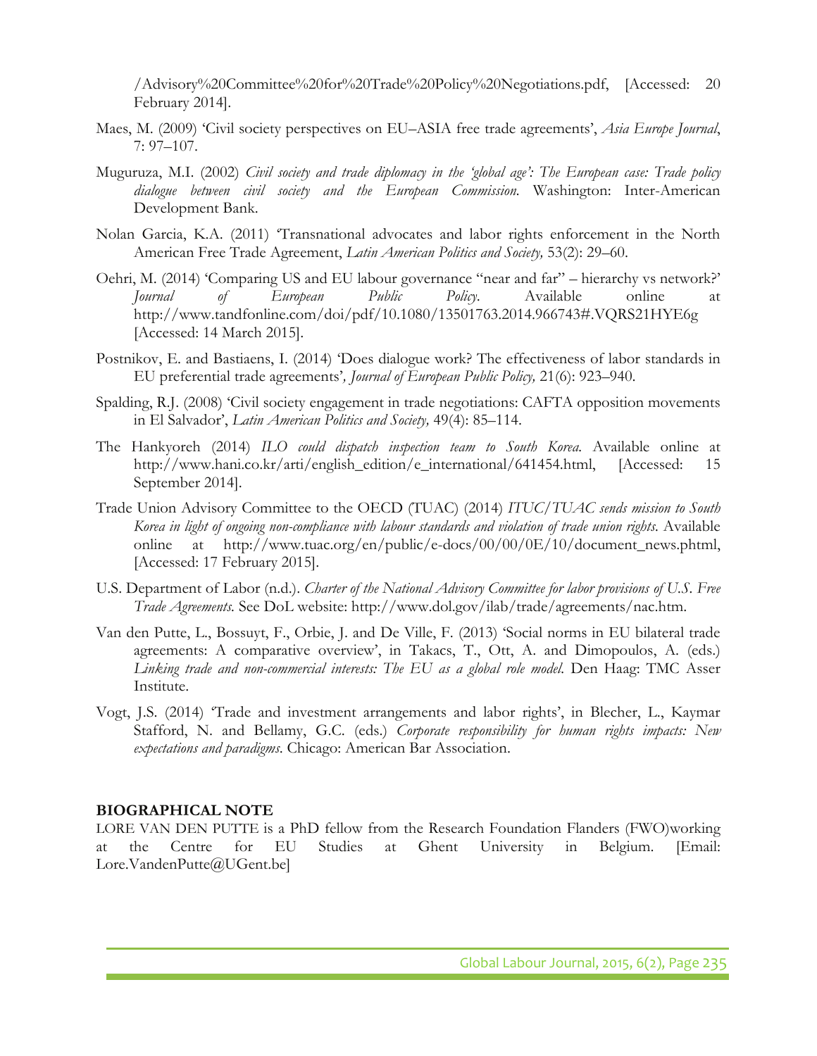/Advisory%20Committee%20for%20Trade%20Policy%20Negotiations.pdf, [Accessed: 20 February 2014].

Maes, M. (2009) 'Civil society perspectives on EU–ASIA free trade agreements', *Asia Europe Journal*, 7: 97–107.

Muguruza, M.I. (2002) *Civil society and trade diplomacy in the 'global age': The European case: Trade policy dialogue between civil society and the European Commission*. Washington: Inter-American Development Bank.

Nolan Garcia, K.A. (2011) 'Transnational advocates and labor rights enforcement in the North American Free Trade Agreement, *Latin American Politics and Society,* 53(2): 29–60.

Oehri, M. (2014) 'Comparing US and EU labour governance "near and far" – hierarchy vs network?' *Journal of European Public Policy*. Available online at http://www.tandfonline.com/doi/pdf/10.1080/13501763.2014.966743#.VQRS21HYE6g [Accessed: 14 March 2015].

Postnikov, E. and Bastiaens, I. (2014) 'Does dialogue work? The effectiveness of labor standards in EU preferential trade agreements'*, Journal of European Public Policy,* 21(6): 923–940.

Spalding, R.J. (2008) 'Civil society engagement in trade negotiations: CAFTA opposition movements in El Salvador', *Latin American Politics and Society,* 49(4): 85–114.

The Hankyoreh (2014) *ILO could dispatch inspection team to South Korea.* Available online at http://www.hani.co.kr/arti/english_edition/e_international/641454.html, [Accessed: 15 September 2014].

Trade Union Advisory Committee to the OECD (TUAC) (2014) *ITUC/TUAC sends mission to South Korea in light of ongoing non-compliance with labour standards and violation of trade union rights*. Available online at http://www.tuac.org/en/public/e-docs/00/00/0E/10/document_news.phtml, [Accessed: 17 February 2015].

U.S. Department of Labor (n.d.). *Charter of the National Advisory Committee for labor provisions of U.S. Free Trade Agreements.* See DoL website: http://www.dol.gov/ilab/trade/agreements/nac.htm.

Van den Putte, L., Bossuyt, F., Orbie, J. and De Ville, F. (2013) 'Social norms in EU bilateral trade agreements: A comparative overview', in Takacs, T., Ott, A. and Dimopoulos, A. (eds.) *Linking trade and non-commercial interests: The EU as a global role model*. Den Haag: TMC Asser Institute.

Vogt, J.S. (2014) 'Trade and investment arrangements and labor rights', in Blecher, L., Kaymar Stafford, N. and Bellamy, G.C. (eds.) *Corporate responsibility for human rights impacts: New expectations and paradigms*. Chicago: American Bar Association.

**BIOGRAPHICAL NOTE**

LORE VAN DEN PUTTE is a PhD fellow from the Research Foundation Flanders (FWO)working at the Centre for EU Studies at Ghent University in Belgium. [Email: Lore.VandenPutte@UGent.be]